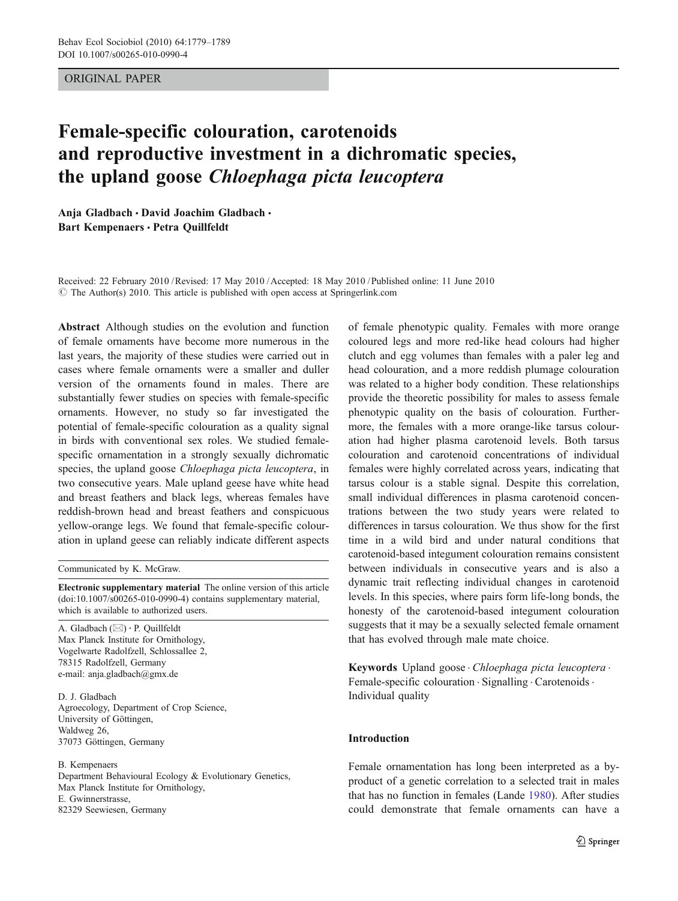ORIGINAL PAPER

# Female-specific colouration, carotenoids and reproductive investment in a dichromatic species, the upland goose *Chloephaga picta leucoptera*

**Anja Gladbach · David Joachim Gladbach · Bart Kempenaers · Petra Quillfeldt**

Received: 22 February 2010 / Revised: 17 May 2010 / Accepted: 18 May 2010 / Published online: 11 June 2010
© The Author(s) 2010. This article is published with open access at Springerlink.com

**Abstract** Although studies on the evolution and function of female ornaments have become more numerous in the last years, the majority of these studies were carried out in cases where female ornaments were a smaller and duller version of the ornaments found in males. There are substantially fewer studies on species with female-specific ornaments. However, no study so far investigated the potential of female-specific colouration as a quality signal in birds with conventional sex roles. We studied female-specific ornamentation in a strongly sexually dichromatic species, the upland goose *Chloephaga picta leucoptera*, in two consecutive years. Male upland geese have white head and breast feathers and black legs, whereas females have reddish-brown head and breast feathers and conspicuous yellow-orange legs. We found that female-specific colouration in upland geese can reliably indicate different aspects of female phenotypic quality. Females with more orange coloured legs and more red-like head colours had higher clutch and egg volumes than females with a paler leg and head colouration, and a more reddish plumage colouration was related to a higher body condition. These relationships provide the theoretic possibility for males to assess female phenotypic quality on the basis of colouration. Furthermore, the females with a more orange-like tarsus colouration had higher plasma carotenoid levels. Both tarsus colouration and carotenoid concentrations of individual females were highly correlated across years, indicating that tarsus colour is a stable signal. Despite this correlation, small individual differences in plasma carotenoid concentrations between the two study years were related to differences in tarsus colouration. We thus show for the first time in a wild bird and under natural conditions that carotenoid-based integument colouration remains consistent between individuals in consecutive years and is also a dynamic trait reflecting individual changes in carotenoid levels. In this species, where pairs form life-long bonds, the honesty of the carotenoid-based integument colouration suggests that it may be a sexually selected female ornament that has evolved through male mate choice.

**Keywords** Upland goose · *Chloephaga picta leucoptera* · Female-specific colouration · Signalling · Carotenoids · Individual quality

Communicated by K. McGraw.

**Electronic supplementary material** The online version of this article (doi:10.1007/s00265-010-0990-4) contains supplementary material, which is available to authorized users.

A. Gladbach (✉) · P. Quillfeldt
Max Planck Institute for Ornithology,
Vogelwarte Radolfzell, Schlossallee 2,
78315 Radolfzell, Germany
e-mail: anja.gladbach@gmx.de

D. J. Gladbach
Agroecology, Department of Crop Science,
University of Göttingen,
Waldweg 26,
37073 Göttingen, Germany

B. Kempenaers
Department Behavioural Ecology & Evolutionary Genetics,
Max Planck Institute for Ornithology,
E. Gwinnerstrasse,
82329 Seewiesen, Germany

## Introduction

Female ornamentation has long been interpreted as a by-product of a genetic correlation to a selected trait in males that has no function in females (Lande 1980). After studies could demonstrate that female ornaments can have a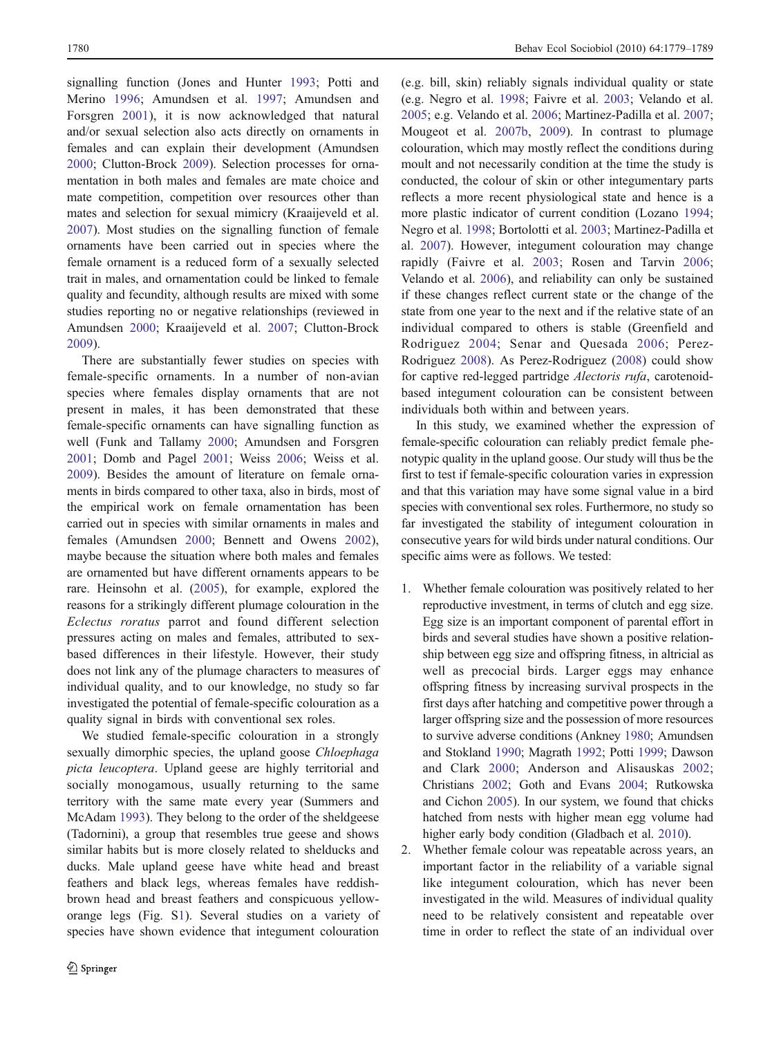signalling function (Jones and Hunter 1993; Potti and Merino 1996; Amundsen et al. 1997; Amundsen and Forsgren 2001), it is now acknowledged that natural and/or sexual selection also acts directly on ornaments in females and can explain their development (Amundsen 2000; Clutton-Brock 2009). Selection processes for ornamentation in both males and females are mate choice and mate competition, competition over resources other than mates and selection for sexual mimicry (Kraaijeveld et al. 2007). Most studies on the signalling function of female ornaments have been carried out in species where the female ornament is a reduced form of a sexually selected trait in males, and ornamentation could be linked to female quality and fecundity, although results are mixed with some studies reporting no or negative relationships (reviewed in Amundsen 2000; Kraaijeveld et al. 2007; Clutton-Brock 2009).

There are substantially fewer studies on species with female-specific ornaments. In a number of non-avian species where females display ornaments that are not present in males, it has been demonstrated that these female-specific ornaments can have signalling function as well (Funk and Tallamy 2000; Amundsen and Forsgren 2001; Domb and Pagel 2001; Weiss 2006; Weiss et al. 2009). Besides the amount of literature on female ornaments in birds compared to other taxa, also in birds, most of the empirical work on female ornamentation has been carried out in species with similar ornaments in males and females (Amundsen 2000; Bennett and Owens 2002), maybe because the situation where both males and females are ornamented but have different ornaments appears to be rare. Heinsohn et al. (2005), for example, explored the reasons for a strikingly different plumage colouration in the *Eclectus roratus* parrot and found different selection pressures acting on males and females, attributed to sex-based differences in their lifestyle. However, their study does not link any of the plumage characters to measures of individual quality, and to our knowledge, no study so far investigated the potential of female-specific colouration as a quality signal in birds with conventional sex roles.

We studied female-specific colouration in a strongly sexually dimorphic species, the upland goose *Chloephaga picta leucoptera*. Upland geese are highly territorial and socially monogamous, usually returning to the same territory with the same mate every year (Summers and McAdam 1993). They belong to the order of the sheldgeese (Tadornini), a group that resembles true geese and shows similar habits but is more closely related to shelducks and ducks. Male upland geese have white head and breast feathers and black legs, whereas females have reddish-brown head and breast feathers and conspicuous yellow-orange legs (Fig. S1). Several studies on a variety of species have shown evidence that integument colouration (e.g. bill, skin) reliably signals individual quality or state (e.g. Negro et al. 1998; Faivre et al. 2003; Velando et al. 2005; e.g. Velando et al. 2006; Martinez-Padilla et al. 2007; Mougeot et al. 2007b, 2009). In contrast to plumage colouration, which may mostly reflect the conditions during moult and not necessarily condition at the time the study is conducted, the colour of skin or other integumentary parts reflects a more recent physiological state and hence is a more plastic indicator of current condition (Lozano 1994; Negro et al. 1998; Bortolotti et al. 2003; Martinez-Padilla et al. 2007). However, integument colouration may change rapidly (Faivre et al. 2003; Rosen and Tarvin 2006; Velando et al. 2006), and reliability can only be sustained if these changes reflect current state or the change of the state from one year to the next and if the relative state of an individual compared to others is stable (Greenfield and Rodriguez 2004; Senar and Quesada 2006; Perez-Rodriguez 2008). As Perez-Rodriguez (2008) could show for captive red-legged partridge *Alectoris rufa*, carotenoid-based integument colouration can be consistent between individuals both within and between years.

In this study, we examined whether the expression of female-specific colouration can reliably predict female phenotypic quality in the upland goose. Our study will thus be the first to test if female-specific colouration varies in expression and that this variation may have some signal value in a bird species with conventional sex roles. Furthermore, no study so far investigated the stability of integument colouration in consecutive years for wild birds under natural conditions. Our specific aims were as follows. We tested:

1. Whether female colouration was positively related to her reproductive investment, in terms of clutch and egg size. Egg size is an important component of parental effort in birds and several studies have shown a positive relationship between egg size and offspring fitness, in altricial as well as precocial birds. Larger eggs may enhance offspring fitness by increasing survival prospects in the first days after hatching and competitive power through a larger offspring size and the possession of more resources to survive adverse conditions (Ankney 1980; Amundsen and Stokland 1990; Magrath 1992; Potti 1999; Dawson and Clark 2000; Anderson and Alisauskas 2002; Christians 2002; Goth and Evans 2004; Rutkowska and Cichon 2005). In our system, we found that chicks hatched from nests with higher mean egg volume had higher early body condition (Gladbach et al. 2010).
2. Whether female colour was repeatable across years, an important factor in the reliability of a variable signal like integument colouration, which has never been investigated in the wild. Measures of individual quality need to be relatively consistent and repeatable over time in order to reflect the state of an individual over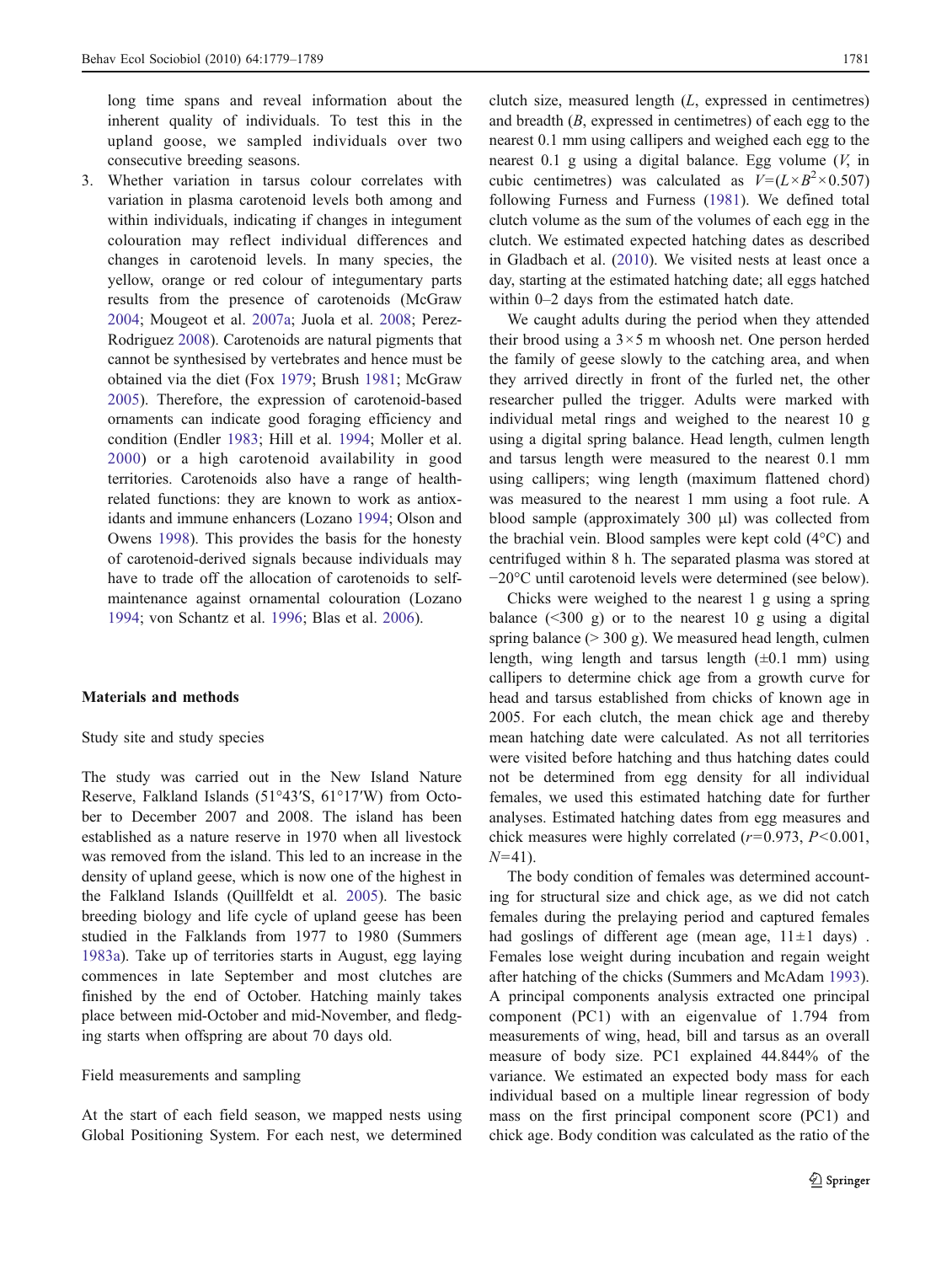long time spans and reveal information about the inherent quality of individuals. To test this in the upland goose, we sampled individuals over two consecutive breeding seasons.

3. Whether variation in tarsus colour correlates with variation in plasma carotenoid levels both among and within individuals, indicating if changes in integument colouration may reflect individual differences and changes in carotenoid levels. In many species, the yellow, orange or red colour of integumentary parts results from the presence of carotenoids (McGraw 2004; Mougeot et al. 2007a; Juola et al. 2008; Perez-Rodriguez 2008). Carotenoids are natural pigments that cannot be synthesised by vertebrates and hence must be obtained via the diet (Fox 1979; Brush 1981; McGraw 2005). Therefore, the expression of carotenoid-based ornaments can indicate good foraging efficiency and condition (Endler 1983; Hill et al. 1994; Moller et al. 2000) or a high carotenoid availability in good territories. Carotenoids also have a range of health-related functions: they are known to work as antioxidants and immune enhancers (Lozano 1994; Olson and Owens 1998). This provides the basis for the honesty of carotenoid-derived signals because individuals may have to trade off the allocation of carotenoids to self-maintenance against ornamental colouration (Lozano 1994; von Schantz et al. 1996; Blas et al. 2006).

## Materials and methods

### Study site and study species

The study was carried out in the New Island Nature Reserve, Falkland Islands (51°43′S, 61°17′W) from October to December 2007 and 2008. The island has been established as a nature reserve in 1970 when all livestock was removed from the island. This led to an increase in the density of upland geese, which is now one of the highest in the Falkland Islands (Quillfeldt et al. 2005). The basic breeding biology and life cycle of upland geese has been studied in the Falklands from 1977 to 1980 (Summers 1983a). Take up of territories starts in August, egg laying commences in late September and most clutches are finished by the end of October. Hatching mainly takes place between mid-October and mid-November, and fledging starts when offspring are about 70 days old.

### Field measurements and sampling

At the start of each field season, we mapped nests using Global Positioning System. For each nest, we determined clutch size, measured length ($L$, expressed in centimetres) and breadth ($B$, expressed in centimetres) of each egg to the nearest 0.1 mm using callipers and weighed each egg to the nearest 0.1 g using a digital balance. Egg volume ($V$, in cubic centimetres) was calculated as $V = (L \times B^2 \times 0.507)$ following Furness and Furness (1981). We defined total clutch volume as the sum of the volumes of each egg in the clutch. We estimated expected hatching dates as described in Gladbach et al. (2010). We visited nests at least once a day, starting at the estimated hatching date; all eggs hatched within 0–2 days from the estimated hatch date.

We caught adults during the period when they attended their brood using a 3×5 m whoosh net. One person herded the family of geese slowly to the catching area, and when they arrived directly in front of the furled net, the other researcher pulled the trigger. Adults were marked with individual metal rings and weighed to the nearest 10 g using a digital spring balance. Head length, culmen length and tarsus length were measured to the nearest 0.1 mm using callipers; wing length (maximum flattened chord) was measured to the nearest 1 mm using a foot rule. A blood sample (approximately 300 µl) was collected from the brachial vein. Blood samples were kept cold (4°C) and centrifuged within 8 h. The separated plasma was stored at −20°C until carotenoid levels were determined (see below).

Chicks were weighed to the nearest 1 g using a spring balance (<300 g) or to the nearest 10 g using a digital spring balance (> 300 g). We measured head length, culmen length, wing length and tarsus length (±0.1 mm) using callipers to determine chick age from a growth curve for head and tarsus established from chicks of known age in 2005. For each clutch, the mean chick age and thereby mean hatching date were calculated. As not all territories were visited before hatching and thus hatching dates could not be determined from egg density for all individual females, we used this estimated hatching date for further analyses. Estimated hatching dates from egg measures and chick measures were highly correlated ($r = 0.973$, $P < 0.001$, $N = 41$).

The body condition of females was determined accounting for structural size and chick age, as we did not catch females during the prelaying period and captured females had goslings of different age (mean age, 11±1 days) . Females lose weight during incubation and regain weight after hatching of the chicks (Summers and McAdam 1993). A principal components analysis extracted one principal component (PC1) with an eigenvalue of 1.794 from measurements of wing, head, bill and tarsus as an overall measure of body size. PC1 explained 44.844% of the variance. We estimated an expected body mass for each individual based on a multiple linear regression of body mass on the first principal component score (PC1) and chick age. Body condition was calculated as the ratio of the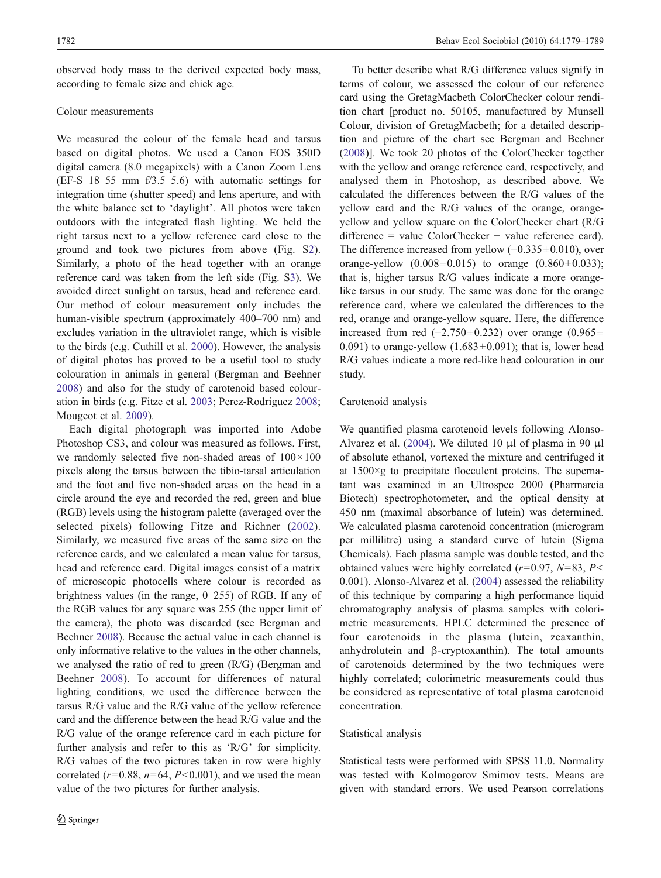observed body mass to the derived expected body mass, according to female size and chick age.

## Colour measurements

We measured the colour of the female head and tarsus based on digital photos. We used a Canon EOS 350D digital camera (8.0 megapixels) with a Canon Zoom Lens (EF-S 18–55 mm f/3.5–5.6) with automatic settings for integration time (shutter speed) and lens aperture, and with the white balance set to 'daylight'. All photos were taken outdoors with the integrated flash lighting. We held the right tarsus next to a yellow reference card close to the ground and took two pictures from above (Fig. S2). Similarly, a photo of the head together with an orange reference card was taken from the left side (Fig. S3). We avoided direct sunlight on tarsus, head and reference card. Our method of colour measurement only includes the human-visible spectrum (approximately 400–700 nm) and excludes variation in the ultraviolet range, which is visible to the birds (e.g. Cuthill et al. 2000). However, the analysis of digital photos has proved to be a useful tool to study colouration in animals in general (Bergman and Beehner 2008) and also for the study of carotenoid based colouration in birds (e.g. Fitze et al. 2003; Perez-Rodriguez 2008; Mougeot et al. 2009).

Each digital photograph was imported into Adobe Photoshop CS3, and colour was measured as follows. First, we randomly selected five non-shaded areas of $100 \times 100$ pixels along the tarsus between the tibio-tarsal articulation and the foot and five non-shaded areas on the head in a circle around the eye and recorded the red, green and blue (RGB) levels using the histogram palette (averaged over the selected pixels) following Fitze and Richner (2002). Similarly, we measured five areas of the same size on the reference cards, and we calculated a mean value for tarsus, head and reference card. Digital images consist of a matrix of microscopic photocells where colour is recorded as brightness values (in the range, 0–255) of RGB. If any of the RGB values for any square was 255 (the upper limit of the camera), the photo was discarded (see Bergman and Beehner 2008). Because the actual value in each channel is only informative relative to the values in the other channels, we analysed the ratio of red to green (R/G) (Bergman and Beehner 2008). To account for differences of natural lighting conditions, we used the difference between the tarsus R/G value and the R/G value of the yellow reference card and the difference between the head R/G value and the R/G value of the orange reference card in each picture for further analysis and refer to this as 'R/G' for simplicity. R/G values of the two pictures taken in row were highly correlated ($r=0.88$, $n=64$, $P<0.001$), and we used the mean value of the two pictures for further analysis.

To better describe what R/G difference values signify in terms of colour, we assessed the colour of our reference card using the GretagMacbeth ColorChecker colour rendition chart [product no. 50105, manufactured by Munsell Colour, division of GretagMacbeth; for a detailed description and picture of the chart see Bergman and Beehner (2008)]. We took 20 photos of the ColorChecker together with the yellow and orange reference card, respectively, and analysed them in Photoshop, as described above. We calculated the differences between the R/G values of the yellow card and the R/G values of the orange, orange-yellow and yellow square on the ColorChecker chart (R/G difference = value ColorChecker − value reference card). The difference increased from yellow ($-0.335 \pm 0.010$), over orange-yellow ($0.008 \pm 0.015$) to orange ($0.860 \pm 0.033$); that is, higher tarsus R/G values indicate a more orange-like tarsus in our study. The same was done for the orange reference card, where we calculated the differences to the red, orange and orange-yellow square. Here, the difference increased from red ($-2.750 \pm 0.232$) over orange ($0.965 \pm 0.091$) to orange-yellow ($1.683 \pm 0.091$); that is, lower head R/G values indicate a more red-like head colouration in our study.

## Carotenoid analysis

We quantified plasma carotenoid levels following Alonso-Alvarez et al. (2004). We diluted 10 μl of plasma in 90 μl of absolute ethanol, vortexed the mixture and centrifuged it at $1500 \times g$ to precipitate flocculent proteins. The supernatant was examined in an Ultrospec 2000 (Pharmarcia Biotech) spectrophotometer, and the optical density at 450 nm (maximal absorbance of lutein) was determined. We calculated plasma carotenoid concentration (microgram per millilitre) using a standard curve of lutein (Sigma Chemicals). Each plasma sample was double tested, and the obtained values were highly correlated ($r=0.97$, $N=83$, $P<0.001$). Alonso-Alvarez et al. (2004) assessed the reliability of this technique by comparing a high performance liquid chromatography analysis of plasma samples with colorimetric measurements. HPLC determined the presence of four carotenoids in the plasma (lutein, zeaxanthin, anhydrolutein and β-cryptoxanthin). The total amounts of carotenoids determined by the two techniques were highly correlated; colorimetric measurements could thus be considered as representative of total plasma carotenoid concentration.

## Statistical analysis

Statistical tests were performed with SPSS 11.0. Normality was tested with Kolmogorov–Smirnov tests. Means are given with standard errors. We used Pearson correlations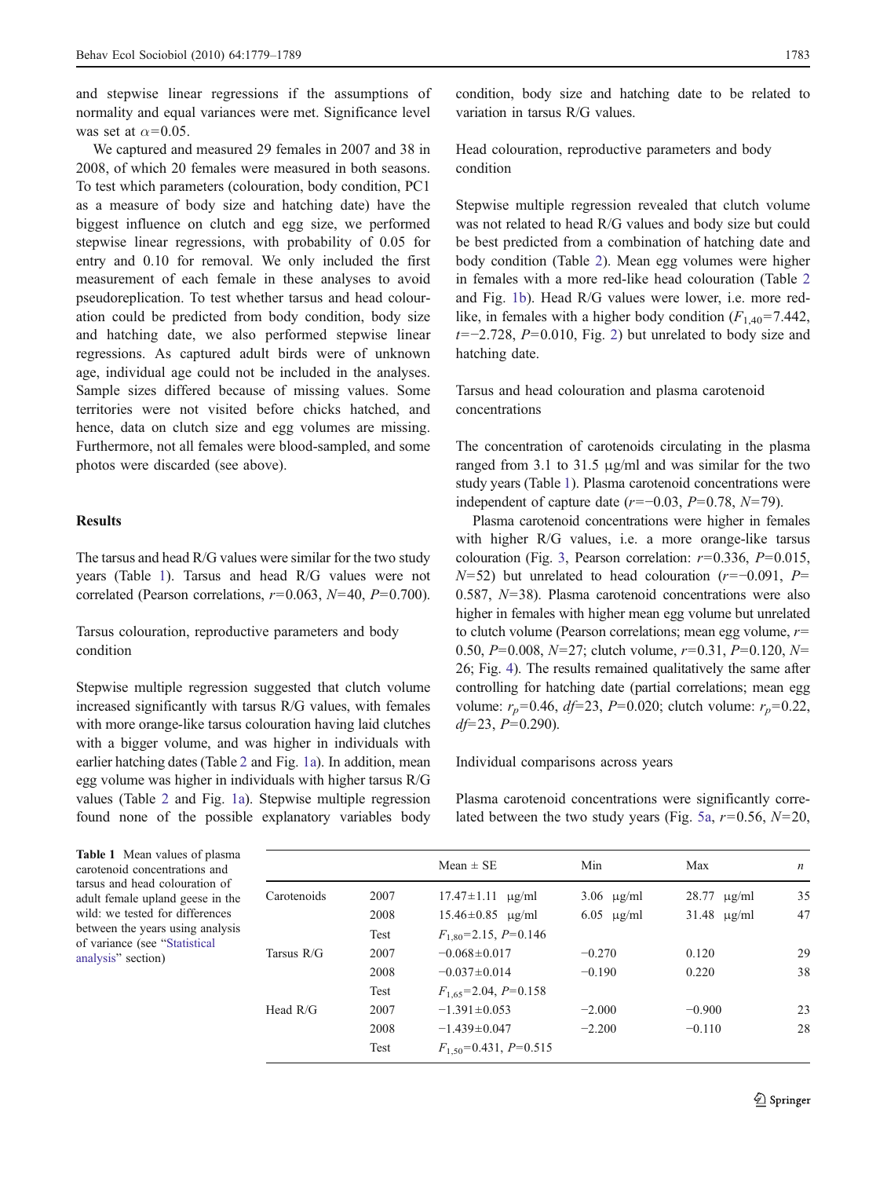and stepwise linear regressions if the assumptions of normality and equal variances were met. Significance level was set at $\alpha=0.05$.

We captured and measured 29 females in 2007 and 38 in 2008, of which 20 females were measured in both seasons. To test which parameters (colouration, body condition, PC1 as a measure of body size and hatching date) have the biggest influence on clutch and egg size, we performed stepwise linear regressions, with probability of 0.05 for entry and 0.10 for removal. We only included the first measurement of each female in these analyses to avoid pseudoreplication. To test whether tarsus and head colouration could be predicted from body condition, body size and hatching date, we also performed stepwise linear regressions. As captured adult birds were of unknown age, individual age could not be included in the analyses. Sample sizes differed because of missing values. Some territories were not visited before chicks hatched, and hence, data on clutch size and egg volumes are missing. Furthermore, not all females were blood-sampled, and some photos were discarded (see above).

## Results

The tarsus and head R/G values were similar for the two study years (Table 1). Tarsus and head R/G values were not correlated (Pearson correlations, $r=0.063$, $N=40$, $P=0.700$).

### Tarsus colouration, reproductive parameters and body condition

Stepwise multiple regression suggested that clutch volume increased significantly with tarsus R/G values, with females with more orange-like tarsus colouration having laid clutches with a bigger volume, and was higher in individuals with earlier hatching dates (Table 2 and Fig. 1a). In addition, mean egg volume was higher in individuals with higher tarsus R/G values (Table 2 and Fig. 1a). Stepwise multiple regression found none of the possible explanatory variables body condition, body size and hatching date to be related to variation in tarsus R/G values.

### Head colouration, reproductive parameters and body condition

Stepwise multiple regression revealed that clutch volume was not related to head R/G values and body size but could be best predicted from a combination of hatching date and body condition (Table 2). Mean egg volumes were higher in females with a more red-like head colouration (Table 2 and Fig. 1b). Head R/G values were lower, i.e. more red-like, in females with a higher body condition ($F_{1,40}=7.442$, $t=-2.728$, $P=0.010$, Fig. 2) but unrelated to body size and hatching date.

### Tarsus and head colouration and plasma carotenoid concentrations

The concentration of carotenoids circulating in the plasma ranged from 3.1 to 31.5 μg/ml and was similar for the two study years (Table 1). Plasma carotenoid concentrations were independent of capture date ($r=-0.03$, $P=0.78$, $N=79$).

Plasma carotenoid concentrations were higher in females with higher R/G values, i.e. a more orange-like tarsus colouration (Fig. 3, Pearson correlation: $r=0.336$, $P=0.015$, $N=52$) but unrelated to head colouration ($r=-0.091$, $P=0.587$, $N=38$). Plasma carotenoid concentrations were also higher in females with higher mean egg volume but unrelated to clutch volume (Pearson correlations; mean egg volume, $r=0.50$, $P=0.008$, $N=27$; clutch volume, $r=0.31$, $P=0.120$, $N=26$; Fig. 4). The results remained qualitatively the same after controlling for hatching date (partial correlations; mean egg volume: $r_p=0.46$, $df=23$, $P=0.020$; clutch volume: $r_p=0.22$, $df=23$, $P=0.290$).

### Individual comparisons across years

Plasma carotenoid concentrations were significantly correlated between the two study years (Fig. 5a, $r=0.56$, $N=20$,

**Table 1** Mean values of plasma carotenoid concentrations and tarsus and head colouration of adult female upland geese in the wild: we tested for differences between the years using analysis of variance (see "Statistical analysis" section)

| | | Mean ± SE | Min | Max | *n* |
|---|---|---|---|---|---|
| Carotenoids | 2007 | 17.47±1.11 μg/ml | 3.06 μg/ml | 28.77 μg/ml | 35 |
| | 2008 | 15.46±0.85 μg/ml | 6.05 μg/ml | 31.48 μg/ml | 47 |
| | Test | $F_{1,80}=2.15$, $P=0.146$ | | | |
| Tarsus R/G | 2007 | −0.068±0.017 | −0.270 | 0.120 | 29 |
| | 2008 | −0.037±0.014 | −0.190 | 0.220 | 38 |
| | Test | $F_{1,65}=2.04$, $P=0.158$ | | | |
| Head R/G | 2007 | −1.391±0.053 | −2.000 | −0.900 | 23 |
| | 2008 | −1.439±0.047 | −2.200 | −0.110 | 28 |
| | Test | $F_{1,50}=0.431$, $P=0.515$ | | | |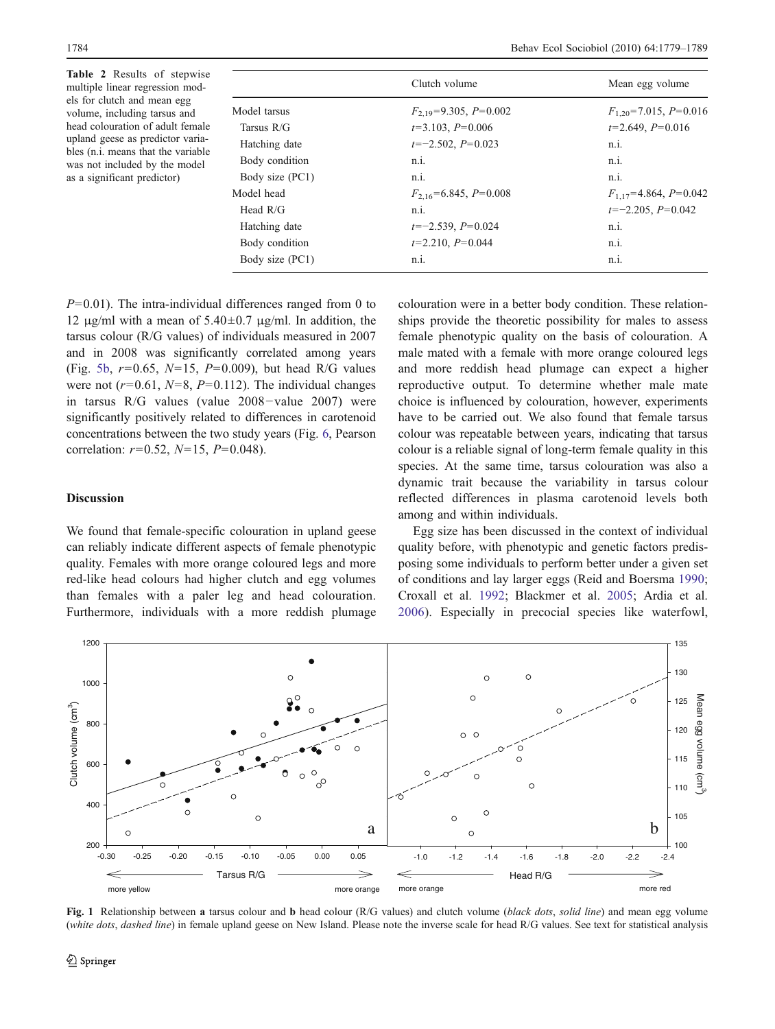**Table 2** Results of stepwise multiple linear regression models for clutch and mean egg volume, including tarsus and head colouration of adult female upland geese as predictor variables (n.i. means that the variable was not included by the model as a significant predictor)

| | Clutch volume | Mean egg volume |
|---|---|---|
| Model tarsus | $F_{2,19}$=9.305, $P$=0.002 | $F_{1,20}$=7.015, $P$=0.016 |
| Tarsus R/G | $t$=3.103, $P$=0.006 | $t$=2.649, $P$=0.016 |
| Hatching date | $t$=−2.502, $P$=0.023 | n.i. |
| Body condition | n.i. | n.i. |
| Body size (PC1) | n.i. | n.i. |
| Model head | $F_{2,16}$=6.845, $P$=0.008 | $F_{1,17}$=4.864, $P$=0.042 |
| Head R/G | n.i. | $t$=−2.205, $P$=0.042 |
| Hatching date | $t$=−2.539, $P$=0.024 | n.i. |
| Body condition | $t$=2.210, $P$=0.044 | n.i. |
| Body size (PC1) | n.i. | n.i. |

$P$=0.01). The intra-individual differences ranged from 0 to 12 µg/ml with a mean of 5.40±0.7 µg/ml. In addition, the tarsus colour (R/G values) of individuals measured in 2007 and in 2008 was significantly correlated among years (Fig. 5b, $r$=0.65, $N$=15, $P$=0.009), but head R/G values were not ($r$=0.61, $N$=8, $P$=0.112). The individual changes in tarsus R/G values (value 2008−value 2007) were significantly positively related to differences in carotenoid concentrations between the two study years (Fig. 6, Pearson correlation: $r$=0.52, $N$=15, $P$=0.048).

## Discussion

We found that female-specific colouration in upland geese can reliably indicate different aspects of female phenotypic quality. Females with more orange coloured legs and more red-like head colours had higher clutch and egg volumes than females with a paler leg and head colouration. Furthermore, individuals with a more reddish plumage colouration were in a better body condition. These relationships provide the theoretic possibility for males to assess female phenotypic quality on the basis of colouration. A male mated with a female with more orange coloured legs and more reddish head plumage can expect a higher reproductive output. To determine whether male mate choice is influenced by colouration, however, experiments have to be carried out. We also found that female tarsus colour was repeatable between years, indicating that tarsus colour is a reliable signal of long-term female quality in this species. At the same time, tarsus colouration was also a dynamic trait because the variability in tarsus colour reflected differences in plasma carotenoid levels both among and within individuals.

Egg size has been discussed in the context of individual quality before, with phenotypic and genetic factors predisposing some individuals to perform better under a given set of conditions and lay larger eggs (Reid and Boersma 1990; Croxall et al. 1992; Blackmer et al. 2005; Ardia et al. 2006). Especially in precocial species like waterfowl,

**Fig. 1** Relationship between **a** tarsus colour and **b** head colour (R/G values) and clutch volume (*black dots*, *solid line*) and mean egg volume (*white dots*, *dashed line*) in female upland geese on New Island. Please note the inverse scale for head R/G values. See text for statistical analysis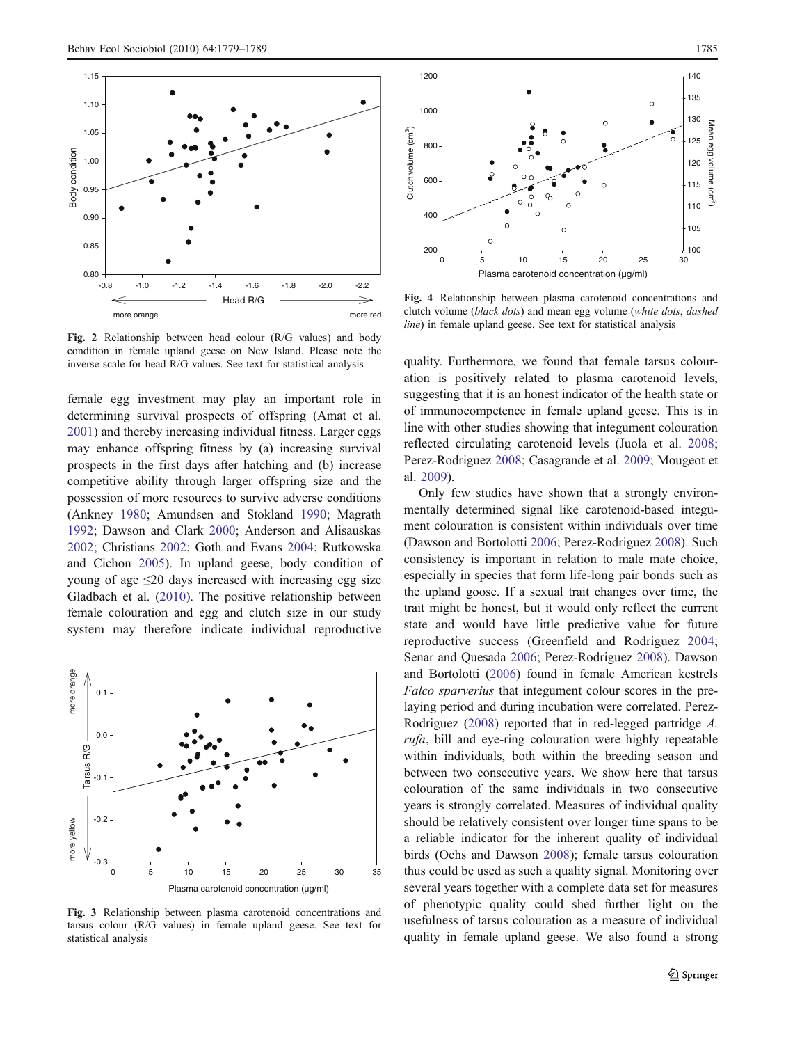Fig. 2 Relationship between head colour (R/G values) and body condition in female upland geese on New Island. Please note the inverse scale for head R/G values. See text for statistical analysis

female egg investment may play an important role in determining survival prospects of offspring (Amat et al. 2001) and thereby increasing individual fitness. Larger eggs may enhance offspring fitness by (a) increasing survival prospects in the first days after hatching and (b) increase competitive ability through larger offspring size and the possession of more resources to survive adverse conditions (Ankney 1980; Amundsen and Stokland 1990; Magrath 1992; Dawson and Clark 2000; Anderson and Alisauskas 2002; Christians 2002; Goth and Evans 2004; Rutkowska and Cichon 2005). In upland geese, body condition of young of age ≤20 days increased with increasing egg size Gladbach et al. (2010). The positive relationship between female colouration and egg and clutch size in our study system may therefore indicate individual reproductive

Fig. 3 Relationship between plasma carotenoid concentrations and tarsus colour (R/G values) in female upland geese. See text for statistical analysis

Fig. 4 Relationship between plasma carotenoid concentrations and clutch volume (*black dots*) and mean egg volume (*white dots*, *dashed line*) in female upland geese. See text for statistical analysis

quality. Furthermore, we found that female tarsus colouration is positively related to plasma carotenoid levels, suggesting that it is an honest indicator of the health state or of immunocompetence in female upland geese. This is in line with other studies showing that integument colouration reflected circulating carotenoid levels (Juola et al. 2008; Perez-Rodriguez 2008; Casagrande et al. 2009; Mougeot et al. 2009).

Only few studies have shown that a strongly environmentally determined signal like carotenoid-based integument colouration is consistent within individuals over time (Dawson and Bortolotti 2006; Perez-Rodriguez 2008). Such consistency is important in relation to male mate choice, especially in species that form life-long pair bonds such as the upland goose. If a sexual trait changes over time, the trait might be honest, but it would only reflect the current state and would have little predictive value for future reproductive success (Greenfield and Rodriguez 2004; Senar and Quesada 2006; Perez-Rodriguez 2008). Dawson and Bortolotti (2006) found in female American kestrels *Falco sparverius* that integument colour scores in the pre-laying period and during incubation were correlated. Perez-Rodriguez (2008) reported that in red-legged partridge *A. rufa*, bill and eye-ring colouration were highly repeatable within individuals, both within the breeding season and between two consecutive years. We show here that tarsus colouration of the same individuals in two consecutive years is strongly correlated. Measures of individual quality should be relatively consistent over longer time spans to be a reliable indicator for the inherent quality of individual birds (Ochs and Dawson 2008); female tarsus colouration thus could be used as such a quality signal. Monitoring over several years together with a complete data set for measures of phenotypic quality could shed further light on the usefulness of tarsus colouration as a measure of individual quality in female upland geese. We also found a strong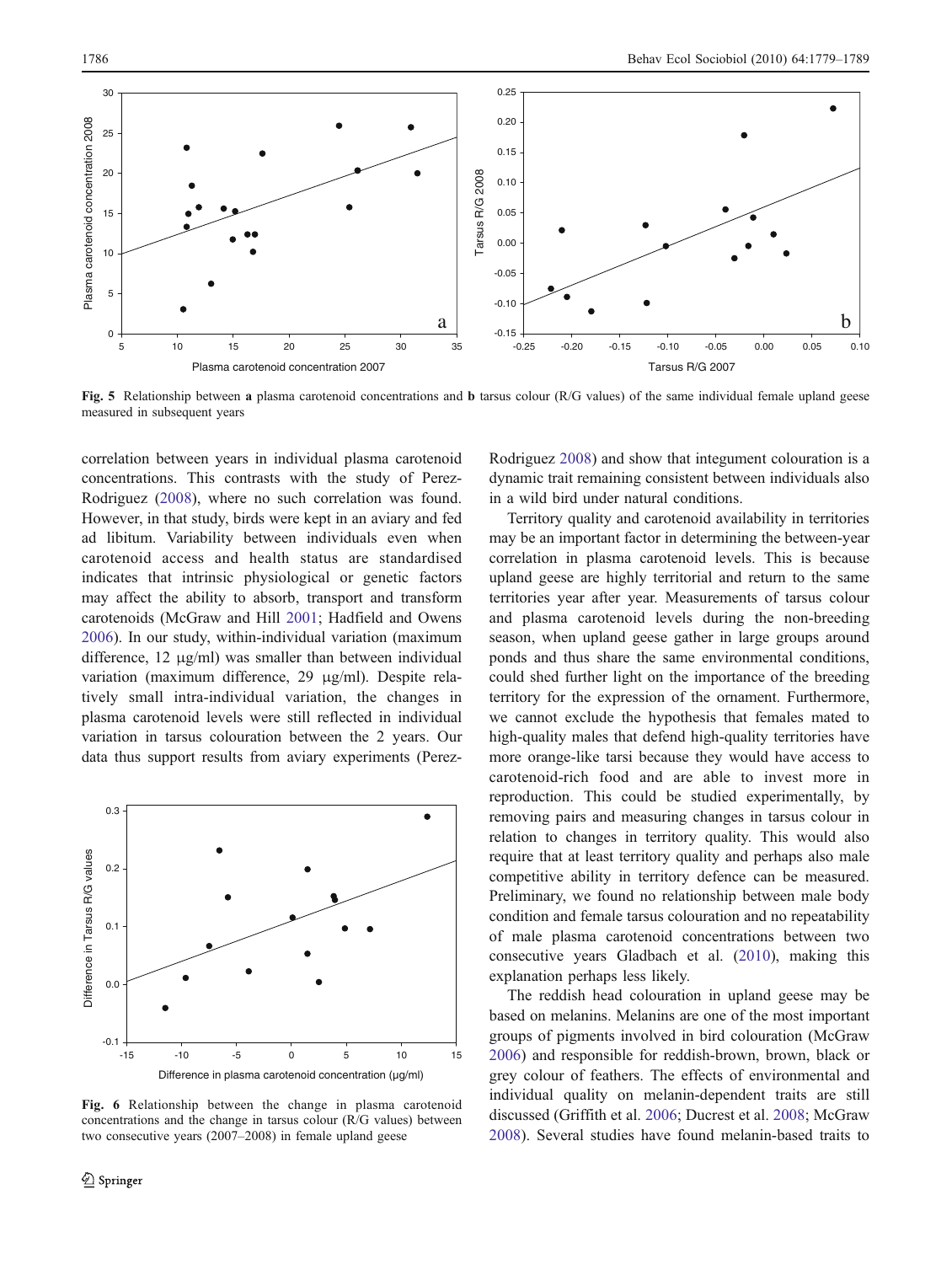**Fig. 5** Relationship between **a** plasma carotenoid concentrations and **b** tarsus colour (R/G values) of the same individual female upland geese measured in subsequent years

correlation between years in individual plasma carotenoid concentrations. This contrasts with the study of Perez-Rodriguez (2008), where no such correlation was found. However, in that study, birds were kept in an aviary and fed ad libitum. Variability between individuals even when carotenoid access and health status are standardised indicates that intrinsic physiological or genetic factors may affect the ability to absorb, transport and transform carotenoids (McGraw and Hill 2001; Hadfield and Owens 2006). In our study, within-individual variation (maximum difference, 12 μg/ml) was smaller than between individual variation (maximum difference, 29 μg/ml). Despite relatively small intra-individual variation, the changes in plasma carotenoid levels were still reflected in individual variation in tarsus colouration between the 2 years. Our data thus support results from aviary experiments (Perez-Rodriguez 2008) and show that integument colouration is a dynamic trait remaining consistent between individuals also in a wild bird under natural conditions.

**Fig. 6** Relationship between the change in plasma carotenoid concentrations and the change in tarsus colour (R/G values) between two consecutive years (2007–2008) in female upland geese

Territory quality and carotenoid availability in territories may be an important factor in determining the between-year correlation in plasma carotenoid levels. This is because upland geese are highly territorial and return to the same territories year after year. Measurements of tarsus colour and plasma carotenoid levels during the non-breeding season, when upland geese gather in large groups around ponds and thus share the same environmental conditions, could shed further light on the importance of the breeding territory for the expression of the ornament. Furthermore, we cannot exclude the hypothesis that females mated to high-quality males that defend high-quality territories have more orange-like tarsi because they would have access to carotenoid-rich food and are able to invest more in reproduction. This could be studied experimentally, by removing pairs and measuring changes in tarsus colour in relation to changes in territory quality. This would also require that at least territory quality and perhaps also male competitive ability in territory defence can be measured. Preliminary, we found no relationship between male body condition and female tarsus colouration and no repeatability of male plasma carotenoid concentrations between two consecutive years Gladbach et al. (2010), making this explanation perhaps less likely.

The reddish head colouration in upland geese may be based on melanins. Melanins are one of the most important groups of pigments involved in bird colouration (McGraw 2006) and responsible for reddish-brown, brown, black or grey colour of feathers. The effects of environmental and individual quality on melanin-dependent traits are still discussed (Griffith et al. 2006; Ducrest et al. 2008; McGraw 2008). Several studies have found melanin-based traits to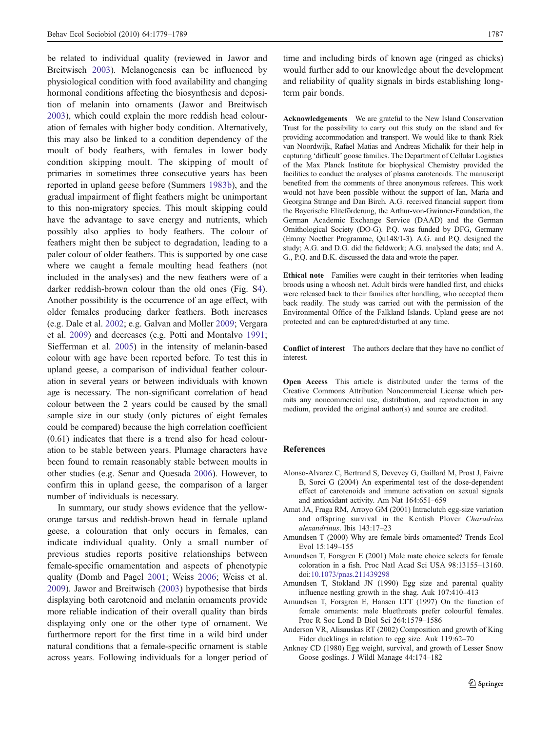be related to individual quality (reviewed in Jawor and Breitwisch 2003). Melanogenesis can be influenced by physiological condition with food availability and changing hormonal conditions affecting the biosynthesis and deposition of melanin into ornaments (Jawor and Breitwisch 2003), which could explain the more reddish head colouration of females with higher body condition. Alternatively, this may also be linked to a condition dependency of the moult of body feathers, with females in lower body condition skipping moult. The skipping of moult of primaries in sometimes three consecutive years has been reported in upland geese before (Summers 1983b), and the gradual impairment of flight feathers might be unimportant to this non-migratory species. This moult skipping could have the advantage to save energy and nutrients, which possibly also applies to body feathers. The colour of feathers might then be subject to degradation, leading to a paler colour of older feathers. This is supported by one case where we caught a female moulting head feathers (not included in the analyses) and the new feathers were of a darker reddish-brown colour than the old ones (Fig. S4). Another possibility is the occurrence of an age effect, with older females producing darker feathers. Both increases (e.g. Dale et al. 2002; e.g. Galvan and Moller 2009; Vergara et al. 2009) and decreases (e.g. Potti and Montalvo 1991; Siefferman et al. 2005) in the intensity of melanin-based colour with age have been reported before. To test this in upland geese, a comparison of individual feather colouration in several years or between individuals with known age is necessary. The non-significant correlation of head colour between the 2 years could be caused by the small sample size in our study (only pictures of eight females could be compared) because the high correlation coefficient (0.61) indicates that there is a trend also for head colouration to be stable between years. Plumage characters have been found to remain reasonably stable between moults in other studies (e.g. Senar and Quesada 2006). However, to confirm this in upland geese, the comparison of a larger number of individuals is necessary.

In summary, our study shows evidence that the yellow-orange tarsus and reddish-brown head in female upland geese, a colouration that only occurs in females, can indicate individual quality. Only a small number of previous studies reports positive relationships between female-specific ornamentation and aspects of phenotypic quality (Domb and Pagel 2001; Weiss 2006; Weiss et al. 2009). Jawor and Breitwisch (2003) hypothesise that birds displaying both carotenoid and melanin ornaments provide more reliable indication of their overall quality than birds displaying only one or the other type of ornament. We furthermore report for the first time in a wild bird under natural conditions that a female-specific ornament is stable across years. Following individuals for a longer period of time and including birds of known age (ringed as chicks) would further add to our knowledge about the development and reliability of quality signals in birds establishing long-term pair bonds.

**Acknowledgements** We are grateful to the New Island Conservation Trust for the possibility to carry out this study on the island and for providing accommodation and transport. We would like to thank Riek van Noordwijk, Rafael Matias and Andreas Michalik for their help in capturing 'difficult' goose families. The Department of Cellular Logistics of the Max Planck Institute for biophysical Chemistry provided the facilities to conduct the analyses of plasma carotenoids. The manuscript benefited from the comments of three anonymous referees. This work would not have been possible without the support of Ian, Maria and Georgina Strange and Dan Birch. A.G. received financial support from the Bayerische Eliteförderung, the Arthur-von-Gwinner-Foundation, the German Academic Exchange Service (DAAD) and the German Ornithological Society (DO-G). P.Q. was funded by DFG, Germany (Emmy Noether Programme, Qu148/1-3). A.G. and P.Q. designed the study; A.G. and D.G. did the fieldwork; A.G. analysed the data; and A. G., P.Q. and B.K. discussed the data and wrote the paper.

**Ethical note** Families were caught in their territories when leading broods using a whoosh net. Adult birds were handled first, and chicks were released back to their families after handling, who accepted them back readily. The study was carried out with the permission of the Environmental Office of the Falkland Islands. Upland geese are not protected and can be captured/disturbed at any time.

**Conflict of interest** The authors declare that they have no conflict of interest.

**Open Access** This article is distributed under the terms of the Creative Commons Attribution Noncommercial License which permits any noncommercial use, distribution, and reproduction in any medium, provided the original author(s) and source are credited.

## References

Alonso-Alvarez C, Bertrand S, Devevey G, Gaillard M, Prost J, Faivre B, Sorci G (2004) An experimental test of the dose-dependent effect of carotenoids and immune activation on sexual signals and antioxidant activity. Am Nat 164:651–659

Amat JA, Fraga RM, Arroyo GM (2001) Intraclutch egg-size variation and offspring survival in the Kentish Plover *Charadrius alexandrinus*. Ibis 143:17–23

Amundsen T (2000) Why are female birds ornamented? Trends Ecol Evol 15:149–155

Amundsen T, Forsgren E (2001) Male mate choice selects for female coloration in a fish. Proc Natl Acad Sci USA 98:13155–13160. doi:10.1073/pnas.211439298

Amundsen T, Stokland JN (1990) Egg size and parental quality influence nestling growth in the shag. Auk 107:410–413

Amundsen T, Forsgren E, Hansen LTT (1997) On the function of female ornaments: male bluethroats prefer colourful females. Proc R Soc Lond B Biol Sci 264:1579–1586

Anderson VR, Alisauskas RT (2002) Composition and growth of King Eider ducklings in relation to egg size. Auk 119:62–70

Ankney CD (1980) Egg weight, survival, and growth of Lesser Snow Goose goslings. J Wildl Manage 44:174–182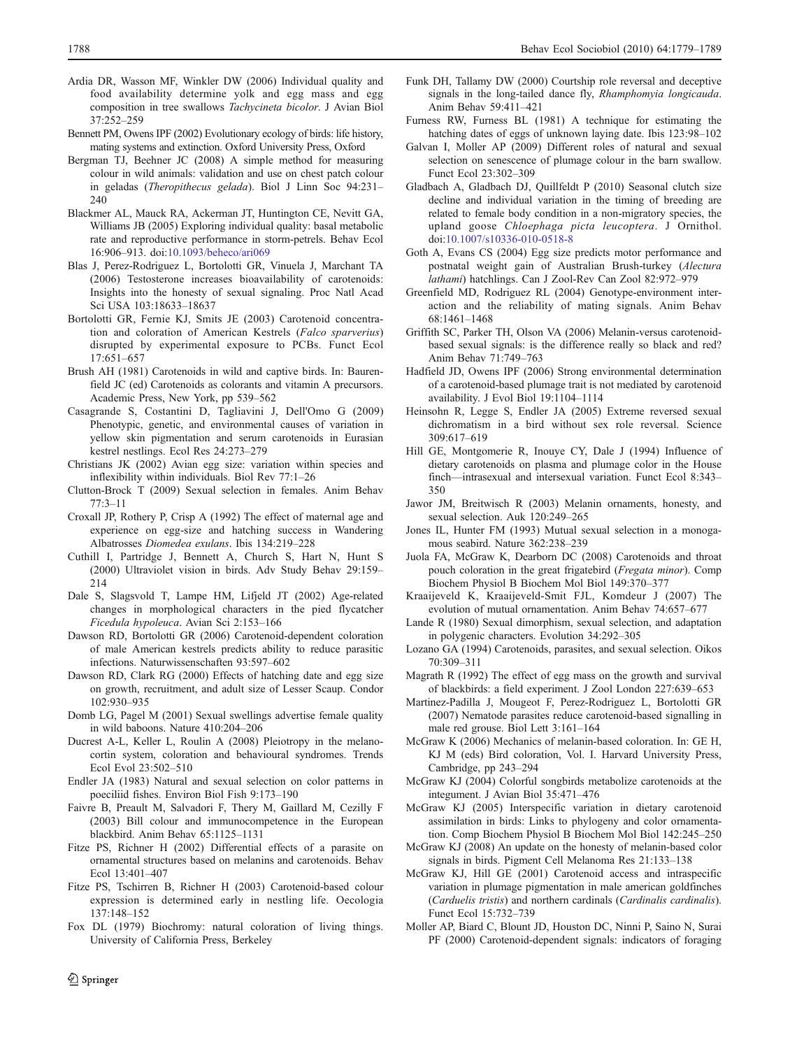Ardia DR, Wasson MF, Winkler DW (2006) Individual quality and food availability determine yolk and egg mass and egg composition in tree swallows *Tachycineta bicolor*. J Avian Biol 37:252–259

Bennett PM, Owens IPF (2002) Evolutionary ecology of birds: life history, mating systems and extinction. Oxford University Press, Oxford

Bergman TJ, Beehner JC (2008) A simple method for measuring colour in wild animals: validation and use on chest patch colour in geladas (*Theropithecus gelada*). Biol J Linn Soc 94:231–240

Blackmer AL, Mauck RA, Ackerman JT, Huntington CE, Nevitt GA, Williams JB (2005) Exploring individual quality: basal metabolic rate and reproductive performance in storm-petrels. Behav Ecol 16:906–913. doi:10.1093/beheco/ari069

Blas J, Perez-Rodriguez L, Bortolotti GR, Vinuela J, Marchant TA (2006) Testosterone increases bioavailability of carotenoids: Insights into the honesty of sexual signaling. Proc Natl Acad Sci USA 103:18633–18637

Bortolotti GR, Fernie KJ, Smits JE (2003) Carotenoid concentration and coloration of American Kestrels (*Falco sparverius*) disrupted by experimental exposure to PCBs. Funct Ecol 17:651–657

Brush AH (1981) Carotenoids in wild and captive birds. In: Baurenfield JC (ed) Carotenoids as colorants and vitamin A precursors. Academic Press, New York, pp 539–562

Casagrande S, Costantini D, Tagliavini J, Dell'Omo G (2009) Phenotypic, genetic, and environmental causes of variation in yellow skin pigmentation and serum carotenoids in Eurasian kestrel nestlings. Ecol Res 24:273–279

Christians JK (2002) Avian egg size: variation within species and inflexibility within individuals. Biol Rev 77:1–26

Clutton-Brock T (2009) Sexual selection in females. Anim Behav 77:3–11

Croxall JP, Rothery P, Crisp A (1992) The effect of maternal age and experience on egg-size and hatching success in Wandering Albatrosses *Diomedea exulans*. Ibis 134:219–228

Cuthill I, Partridge J, Bennett A, Church S, Hart N, Hunt S (2000) Ultraviolet vision in birds. Adv Study Behav 29:159–214

Dale S, Slagsvold T, Lampe HM, Lifjeld JT (2002) Age-related changes in morphological characters in the pied flycatcher *Ficedula hypoleuca*. Avian Sci 2:153–166

Dawson RD, Bortolotti GR (2006) Carotenoid-dependent coloration of male American kestrels predicts ability to reduce parasitic infections. Naturwissenschaften 93:597–602

Dawson RD, Clark RG (2000) Effects of hatching date and egg size on growth, recruitment, and adult size of Lesser Scaup. Condor 102:930–935

Domb LG, Pagel M (2001) Sexual swellings advertise female quality in wild baboons. Nature 410:204–206

Ducrest A-L, Keller L, Roulin A (2008) Pleiotropy in the melanocortin system, coloration and behavioural syndromes. Trends Ecol Evol 23:502–510

Endler JA (1983) Natural and sexual selection on color patterns in poeciliid fishes. Environ Biol Fish 9:173–190

Faivre B, Preault M, Salvadori F, Thery M, Gaillard M, Cezilly F (2003) Bill colour and immunocompetence in the European blackbird. Anim Behav 65:1125–1131

Fitze PS, Richner H (2002) Differential effects of a parasite on ornamental structures based on melanins and carotenoids. Behav Ecol 13:401–407

Fitze PS, Tschirren B, Richner H (2003) Carotenoid-based colour expression is determined early in nestling life. Oecologia 137:148–152

Fox DL (1979) Biochromy: natural coloration of living things. University of California Press, Berkeley

Funk DH, Tallamy DW (2000) Courtship role reversal and deceptive signals in the long-tailed dance fly, *Rhamphomyia longicauda*. Anim Behav 59:411–421

Furness RW, Furness BL (1981) A technique for estimating the hatching dates of eggs of unknown laying date. Ibis 123:98–102

Galvan I, Moller AP (2009) Different roles of natural and sexual selection on senescence of plumage colour in the barn swallow. Funct Ecol 23:302–309

Gladbach A, Gladbach DJ, Quillfeldt P (2010) Seasonal clutch size decline and individual variation in the timing of breeding are related to female body condition in a non-migratory species, the upland goose *Chloephaga picta leucoptera*. J Ornithol. doi:10.1007/s10336-010-0518-8

Goth A, Evans CS (2004) Egg size predicts motor performance and postnatal weight gain of Australian Brush-turkey (*Alectura lathami*) hatchlings. Can J Zool-Rev Can Zool 82:972–979

Greenfield MD, Rodriguez RL (2004) Genotype-environment interaction and the reliability of mating signals. Anim Behav 68:1461–1468

Griffith SC, Parker TH, Olson VA (2006) Melanin-versus carotenoid-based sexual signals: is the difference really so black and red? Anim Behav 71:749–763

Hadfield JD, Owens IPF (2006) Strong environmental determination of a carotenoid-based plumage trait is not mediated by carotenoid availability. J Evol Biol 19:1104–1114

Heinsohn R, Legge S, Endler JA (2005) Extreme reversed sexual dichromatism in a bird without sex role reversal. Science 309:617–619

Hill GE, Montgomerie R, Inouye CY, Dale J (1994) Influence of dietary carotenoids on plasma and plumage color in the House finch—intrasexual and intersexual variation. Funct Ecol 8:343–350

Jawor JM, Breitwisch R (2003) Melanin ornaments, honesty, and sexual selection. Auk 120:249–265

Jones IL, Hunter FM (1993) Mutual sexual selection in a monogamous seabird. Nature 362:238–239

Juola FA, McGraw K, Dearborn DC (2008) Carotenoids and throat pouch coloration in the great frigatebird (*Fregata minor*). Comp Biochem Physiol B Biochem Mol Biol 149:370–377

Kraaijeveld K, Kraaijeveld-Smit FJL, Komdeur J (2007) The evolution of mutual ornamentation. Anim Behav 74:657–677

Lande R (1980) Sexual dimorphism, sexual selection, and adaptation in polygenic characters. Evolution 34:292–305

Lozano GA (1994) Carotenoids, parasites, and sexual selection. Oikos 70:309–311

Magrath R (1992) The effect of egg mass on the growth and survival of blackbirds: a field experiment. J Zool London 227:639–653

Martinez-Padilla J, Mougeot F, Perez-Rodriguez L, Bortolotti GR (2007) Nematode parasites reduce carotenoid-based signalling in male red grouse. Biol Lett 3:161–164

McGraw K (2006) Mechanics of melanin-based coloration. In: GE H, KJ M (eds) Bird coloration, Vol. I. Harvard University Press, Cambridge, pp 243–294

McGraw KJ (2004) Colorful songbirds metabolize carotenoids at the integument. J Avian Biol 35:471–476

McGraw KJ (2005) Interspecific variation in dietary carotenoid assimilation in birds: Links to phylogeny and color ornamentation. Comp Biochem Physiol B Biochem Mol Biol 142:245–250

McGraw KJ (2008) An update on the honesty of melanin-based color signals in birds. Pigment Cell Melanoma Res 21:133–138

McGraw KJ, Hill GE (2001) Carotenoid access and intraspecific variation in plumage pigmentation in male american goldfinches (*Carduelis tristis*) and northern cardinals (*Cardinalis cardinalis*). Funct Ecol 15:732–739

Moller AP, Biard C, Blount JD, Houston DC, Ninni P, Saino N, Surai PF (2000) Carotenoid-dependent signals: indicators of foraging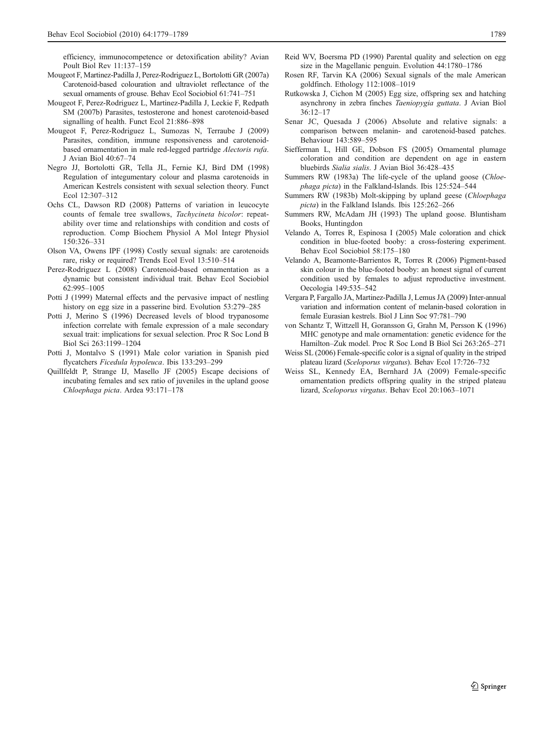efficiency, immunocompetence or detoxification ability? Avian Poult Biol Rev 11:137–159

Mougeot F, Martinez-Padilla J, Perez-Rodriguez L, Bortolotti GR (2007a) Carotenoid-based colouration and ultraviolet reflectance of the sexual ornaments of grouse. Behav Ecol Sociobiol 61:741–751

Mougeot F, Perez-Rodriguez L, Martinez-Padilla J, Leckie F, Redpath SM (2007b) Parasites, testosterone and honest carotenoid-based signalling of health. Funct Ecol 21:886–898

Mougeot F, Perez-Rodriguez L, Sumozas N, Terraube J (2009) Parasites, condition, immune responsiveness and carotenoid-based ornamentation in male red-legged partridge *Alectoris rufa*. J Avian Biol 40:67–74

Negro JJ, Bortolotti GR, Tella JL, Fernie KJ, Bird DM (1998) Regulation of integumentary colour and plasma carotenoids in American Kestrels consistent with sexual selection theory. Funct Ecol 12:307–312

Ochs CL, Dawson RD (2008) Patterns of variation in leucocyte counts of female tree swallows, *Tachycineta bicolor*: repeatability over time and relationships with condition and costs of reproduction. Comp Biochem Physiol A Mol Integr Physiol 150:326–331

Olson VA, Owens IPF (1998) Costly sexual signals: are carotenoids rare, risky or required? Trends Ecol Evol 13:510–514

Perez-Rodriguez L (2008) Carotenoid-based ornamentation as a dynamic but consistent individual trait. Behav Ecol Sociobiol 62:995–1005

Potti J (1999) Maternal effects and the pervasive impact of nestling history on egg size in a passerine bird. Evolution 53:279–285

Potti J, Merino S (1996) Decreased levels of blood trypanosome infection correlate with female expression of a male secondary sexual trait: implications for sexual selection. Proc R Soc Lond B Biol Sci 263:1199–1204

Potti J, Montalvo S (1991) Male color variation in Spanish pied flycatchers *Ficedula hypoleuca*. Ibis 133:293–299

Quillfeldt P, Strange IJ, Masello JF (2005) Escape decisions of incubating females and sex ratio of juveniles in the upland goose *Chloephaga picta*. Ardea 93:171–178

Reid WV, Boersma PD (1990) Parental quality and selection on egg size in the Magellanic penguin. Evolution 44:1780–1786

Rosen RF, Tarvin KA (2006) Sexual signals of the male American goldfinch. Ethology 112:1008–1019

Rutkowska J, Cichon M (2005) Egg size, offspring sex and hatching asynchrony in zebra finches *Taeniopygia guttata*. J Avian Biol 36:12–17

Senar JC, Quesada J (2006) Absolute and relative signals: a comparison between melanin- and carotenoid-based patches. Behaviour 143:589–595

Siefferman L, Hill GE, Dobson FS (2005) Ornamental plumage coloration and condition are dependent on age in eastern bluebirds *Sialia sialis*. J Avian Biol 36:428–435

Summers RW (1983a) The life-cycle of the upland goose (*Chloephaga picta*) in the Falkland-Islands. Ibis 125:524–544

Summers RW (1983b) Molt-skipping by upland geese (*Chloephaga picta*) in the Falkland Islands. Ibis 125:262–266

Summers RW, McAdam JH (1993) The upland goose. Bluntisham Books, Huntingdon

Velando A, Torres R, Espinosa I (2005) Male coloration and chick condition in blue-footed booby: a cross-fostering experiment. Behav Ecol Sociobiol 58:175–180

Velando A, Beamonte-Barrientos R, Torres R (2006) Pigment-based skin colour in the blue-footed booby: an honest signal of current condition used by females to adjust reproductive investment. Oecologia 149:535–542

Vergara P, Fargallo JA, Martinez-Padilla J, Lemus JA (2009) Inter-annual variation and information content of melanin-based coloration in female Eurasian kestrels. Biol J Linn Soc 97:781–790

von Schantz T, Wittzell H, Goransson G, Grahn M, Persson K (1996) MHC genotype and male ornamentation: genetic evidence for the Hamilton–Zuk model. Proc R Soc Lond B Biol Sci 263:265–271

Weiss SL (2006) Female-specific color is a signal of quality in the striped plateau lizard (*Sceloporus virgatus*). Behav Ecol 17:726–732

Weiss SL, Kennedy EA, Bernhard JA (2009) Female-specific ornamentation predicts offspring quality in the striped plateau lizard, *Sceloporus virgatus*. Behav Ecol 20:1063–1071